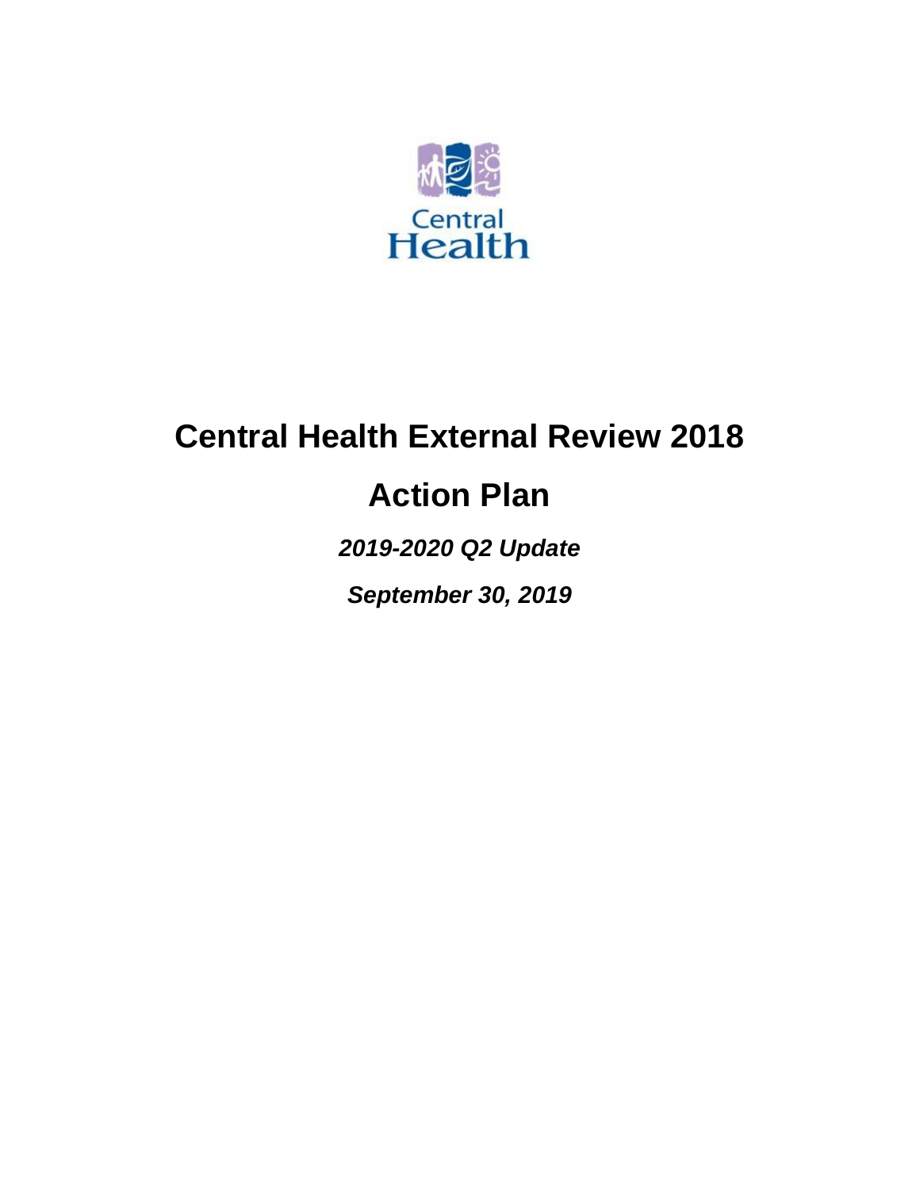Central Health

# Central Health External Review 2018

# Action Plan

***2019-2020 Q2 Update***

***September 30, 2019***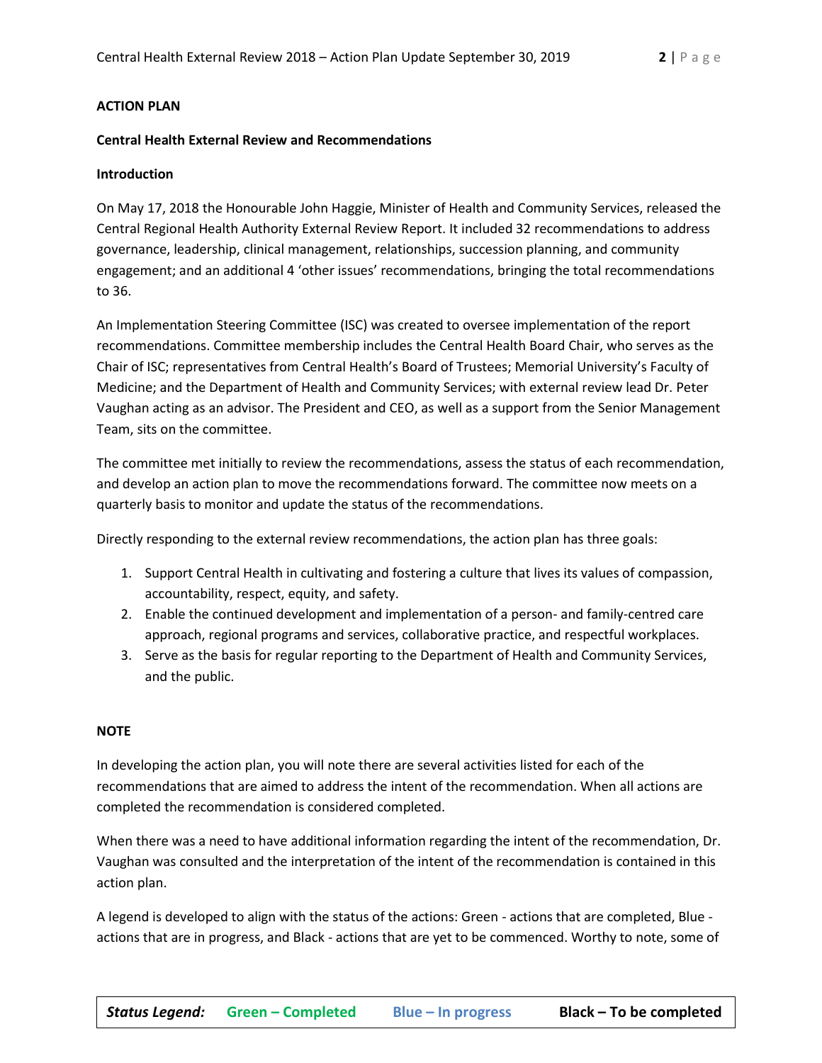**ACTION PLAN**

**Central Health External Review and Recommendations**

**Introduction**

On May 17, 2018 the Honourable John Haggie, Minister of Health and Community Services, released the Central Regional Health Authority External Review Report. It included 32 recommendations to address governance, leadership, clinical management, relationships, succession planning, and community engagement; and an additional 4 'other issues' recommendations, bringing the total recommendations to 36.

An Implementation Steering Committee (ISC) was created to oversee implementation of the report recommendations. Committee membership includes the Central Health Board Chair, who serves as the Chair of ISC; representatives from Central Health's Board of Trustees; Memorial University's Faculty of Medicine; and the Department of Health and Community Services; with external review lead Dr. Peter Vaughan acting as an advisor. The President and CEO, as well as a support from the Senior Management Team, sits on the committee.

The committee met initially to review the recommendations, assess the status of each recommendation, and develop an action plan to move the recommendations forward. The committee now meets on a quarterly basis to monitor and update the status of the recommendations.

Directly responding to the external review recommendations, the action plan has three goals:

1. Support Central Health in cultivating and fostering a culture that lives its values of compassion, accountability, respect, equity, and safety.
2. Enable the continued development and implementation of a person- and family-centred care approach, regional programs and services, collaborative practice, and respectful workplaces.
3. Serve as the basis for regular reporting to the Department of Health and Community Services, and the public.

**NOTE**

In developing the action plan, you will note there are several activities listed for each of the recommendations that are aimed to address the intent of the recommendation. When all actions are completed the recommendation is considered completed.

When there was a need to have additional information regarding the intent of the recommendation, Dr. Vaughan was consulted and the interpretation of the intent of the recommendation is contained in this action plan.

A legend is developed to align with the status of the actions: Green - actions that are completed, Blue - actions that are in progress, and Black - actions that are yet to be commenced. Worthy to note, some of

| ***Status Legend:*** | **Green – Completed** | **Blue – In progress** | **Black – To be completed** |
|---|---|---|---|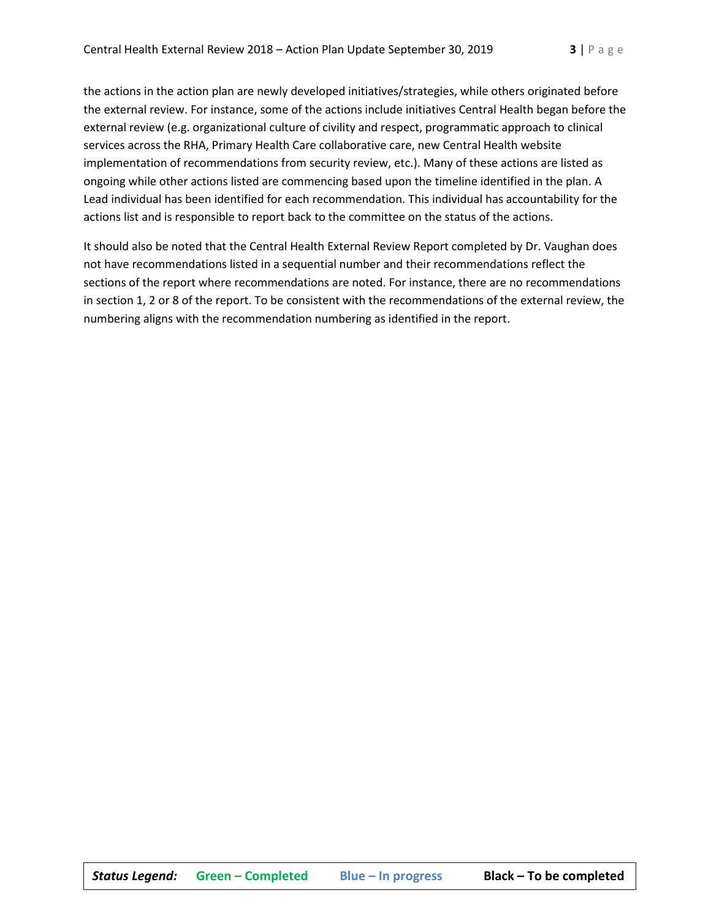the actions in the action plan are newly developed initiatives/strategies, while others originated before the external review. For instance, some of the actions include initiatives Central Health began before the external review (e.g. organizational culture of civility and respect, programmatic approach to clinical services across the RHA, Primary Health Care collaborative care, new Central Health website implementation of recommendations from security review, etc.). Many of these actions are listed as ongoing while other actions listed are commencing based upon the timeline identified in the plan. A Lead individual has been identified for each recommendation. This individual has accountability for the actions list and is responsible to report back to the committee on the status of the actions.

It should also be noted that the Central Health External Review Report completed by Dr. Vaughan does not have recommendations listed in a sequential number and their recommendations reflect the sections of the report where recommendations are noted. For instance, there are no recommendations in section 1, 2 or 8 of the report. To be consistent with the recommendations of the external review, the numbering aligns with the recommendation numbering as identified in the report.

| ***Status Legend:*** | **Green – Completed** | **Blue – In progress** | **Black – To be completed** |
|---|---|---|---|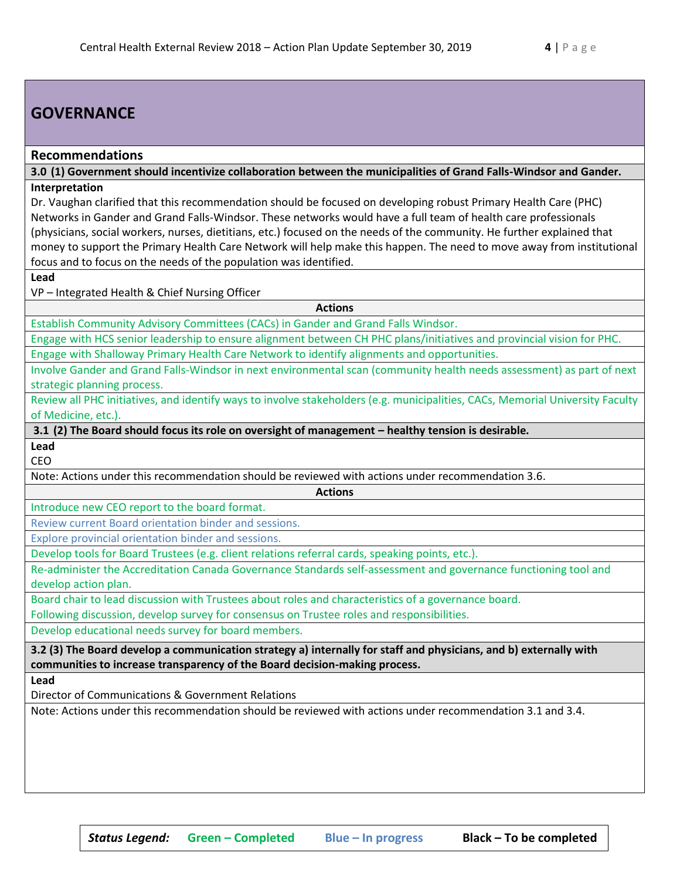## GOVERNANCE

### Recommendations

**3.0 (1) Government should incentivize collaboration between the municipalities of Grand Falls-Windsor and Gander.**

**Interpretation**

Dr. Vaughan clarified that this recommendation should be focused on developing robust Primary Health Care (PHC) Networks in Gander and Grand Falls-Windsor. These networks would have a full team of health care professionals (physicians, social workers, nurses, dietitians, etc.) focused on the needs of the community. He further explained that money to support the Primary Health Care Network will help make this happen. The need to move away from institutional focus and to focus on the needs of the population was identified.

**Lead**

VP – Integrated Health & Chief Nursing Officer

**Actions**

- Establish Community Advisory Committees (CACs) in Gander and Grand Falls Windsor.
- Engage with HCS senior leadership to ensure alignment between CH PHC plans/initiatives and provincial vision for PHC.
- Engage with Shalloway Primary Health Care Network to identify alignments and opportunities.
- Involve Gander and Grand Falls-Windsor in next environmental scan (community health needs assessment) as part of next strategic planning process.
- Review all PHC initiatives, and identify ways to involve stakeholders (e.g. municipalities, CACs, Memorial University Faculty of Medicine, etc.).

**3.1 (2) The Board should focus its role on oversight of management – healthy tension is desirable.**

**Lead**

CEO

Note: Actions under this recommendation should be reviewed with actions under recommendation 3.6.

**Actions**

- Introduce new CEO report to the board format.
- Review current Board orientation binder and sessions.
- Explore provincial orientation binder and sessions.
- Develop tools for Board Trustees (e.g. client relations referral cards, speaking points, etc.).
- Re-administer the Accreditation Canada Governance Standards self-assessment and governance functioning tool and develop action plan.
- Board chair to lead discussion with Trustees about roles and characteristics of a governance board. Following discussion, develop survey for consensus on Trustee roles and responsibilities.
- Develop educational needs survey for board members.

**3.2 (3) The Board develop a communication strategy a) internally for staff and physicians, and b) externally with communities to increase transparency of the Board decision-making process.**

**Lead**

Director of Communications & Government Relations

Note: Actions under this recommendation should be reviewed with actions under recommendation 3.1 and 3.4.

***Status Legend:*** **Green – Completed** **Blue – In progress** **Black – To be completed**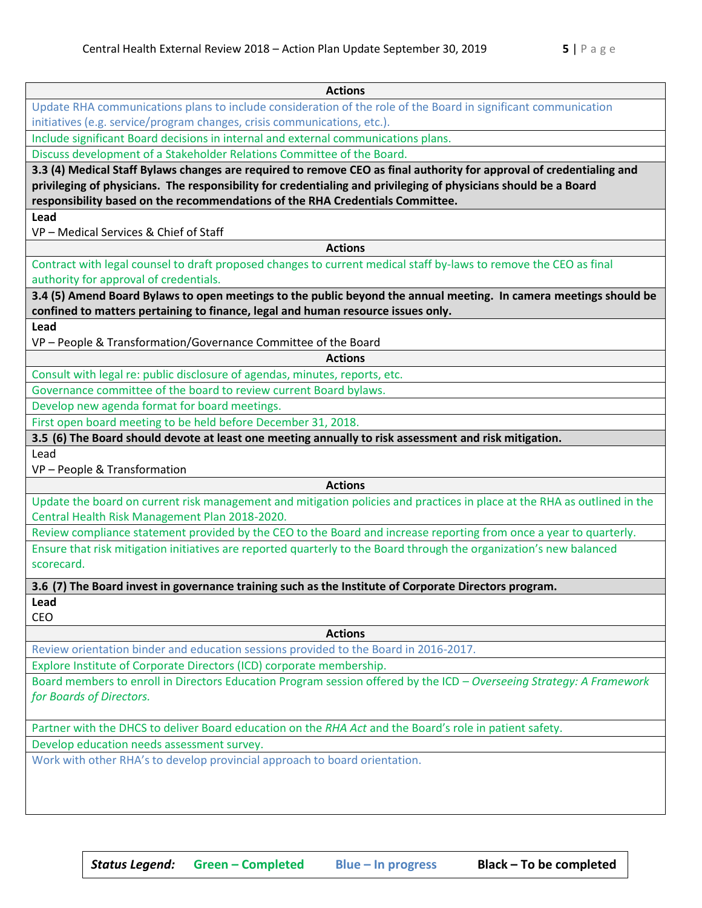**Actions**

Update RHA communications plans to include consideration of the role of the Board in significant communication initiatives (e.g. service/program changes, crisis communications, etc.).

Include significant Board decisions in internal and external communications plans.

Discuss development of a Stakeholder Relations Committee of the Board.

**3.3 (4) Medical Staff Bylaws changes are required to remove CEO as final authority for approval of credentialing and privileging of physicians. The responsibility for credentialing and privileging of physicians should be a Board responsibility based on the recommendations of the RHA Credentials Committee.**

**Lead**

VP – Medical Services & Chief of Staff

**Actions**

Contract with legal counsel to draft proposed changes to current medical staff by-laws to remove the CEO as final authority for approval of credentials.

**3.4 (5) Amend Board Bylaws to open meetings to the public beyond the annual meeting. In camera meetings should be confined to matters pertaining to finance, legal and human resource issues only.**

**Lead**

VP – People & Transformation/Governance Committee of the Board

**Actions**

Consult with legal re: public disclosure of agendas, minutes, reports, etc.

Governance committee of the board to review current Board bylaws.

Develop new agenda format for board meetings.

First open board meeting to be held before December 31, 2018.

**3.5 (6) The Board should devote at least one meeting annually to risk assessment and risk mitigation.**

Lead

VP – People & Transformation

**Actions**

Update the board on current risk management and mitigation policies and practices in place at the RHA as outlined in the Central Health Risk Management Plan 2018-2020.

Review compliance statement provided by the CEO to the Board and increase reporting from once a year to quarterly.

Ensure that risk mitigation initiatives are reported quarterly to the Board through the organization's new balanced scorecard.

**3.6 (7) The Board invest in governance training such as the Institute of Corporate Directors program.**

**Lead**

CEO

**Actions**

Review orientation binder and education sessions provided to the Board in 2016-2017.

Explore Institute of Corporate Directors (ICD) corporate membership.

Board members to enroll in Directors Education Program session offered by the ICD – *Overseeing Strategy: A Framework for Boards of Directors.*

Partner with the DHCS to deliver Board education on the *RHA Act* and the Board's role in patient safety.

Develop education needs assessment survey.

Work with other RHA's to develop provincial approach to board orientation.

***Status Legend:*** **Green – Completed** **Blue – In progress** **Black – To be completed**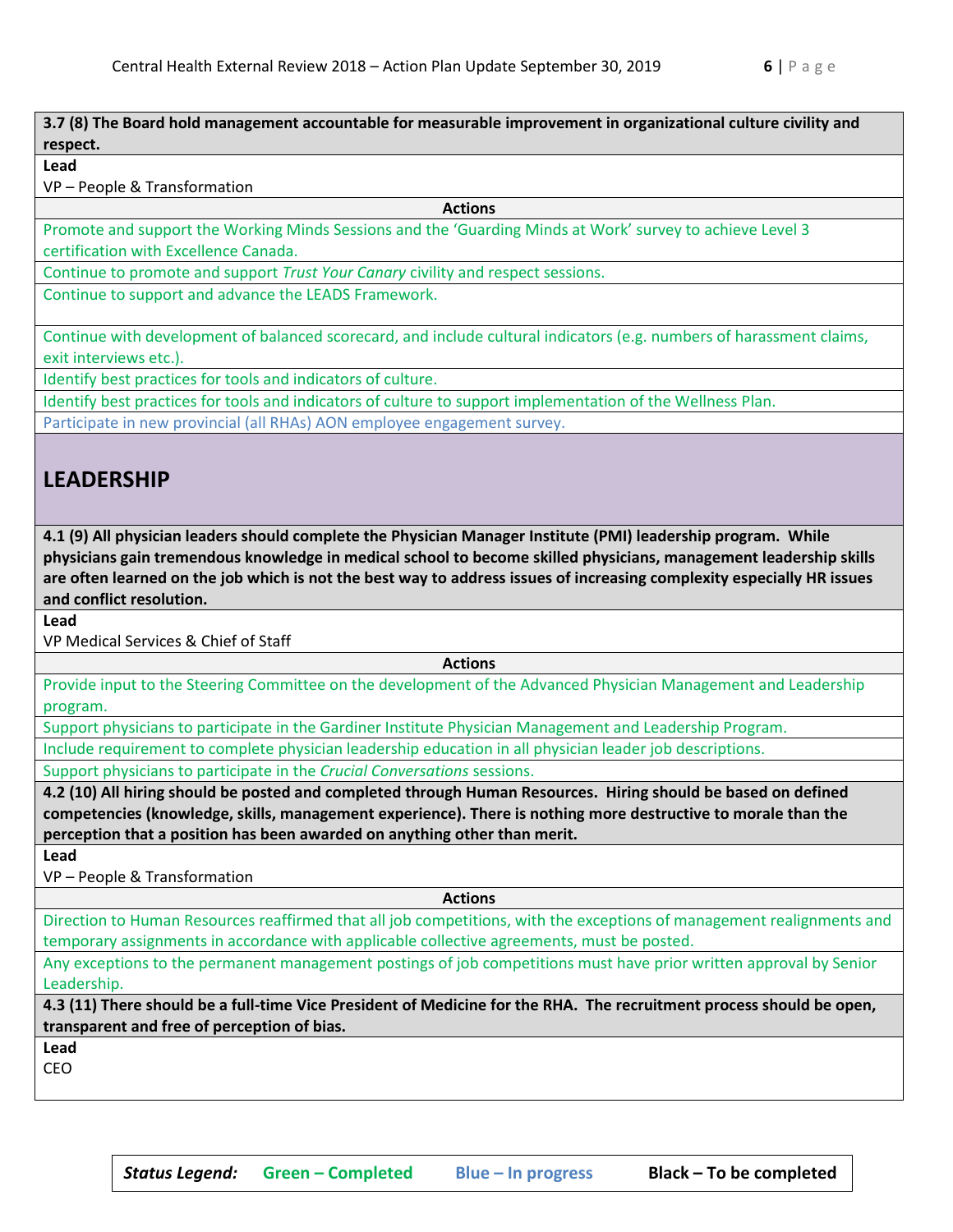**3.7 (8) The Board hold management accountable for measurable improvement in organizational culture civility and respect.**

**Lead**

VP – People & Transformation

**Actions**

- Promote and support the Working Minds Sessions and the 'Guarding Minds at Work' survey to achieve Level 3 certification with Excellence Canada.
- Continue to promote and support *Trust Your Canary* civility and respect sessions.
- Continue to support and advance the LEADS Framework.
- Continue with development of balanced scorecard, and include cultural indicators (e.g. numbers of harassment claims, exit interviews etc.).
- Identify best practices for tools and indicators of culture.
- Identify best practices for tools and indicators of culture to support implementation of the Wellness Plan.
- Participate in new provincial (all RHAs) AON employee engagement survey.

## LEADERSHIP

**4.1 (9) All physician leaders should complete the Physician Manager Institute (PMI) leadership program. While physicians gain tremendous knowledge in medical school to become skilled physicians, management leadership skills are often learned on the job which is not the best way to address issues of increasing complexity especially HR issues and conflict resolution.**

**Lead**

VP Medical Services & Chief of Staff

**Actions**

- Provide input to the Steering Committee on the development of the Advanced Physician Management and Leadership program.
- Support physicians to participate in the Gardiner Institute Physician Management and Leadership Program.
- Include requirement to complete physician leadership education in all physician leader job descriptions.
- Support physicians to participate in the *Crucial Conversations* sessions.

**4.2 (10) All hiring should be posted and completed through Human Resources. Hiring should be based on defined competencies (knowledge, skills, management experience). There is nothing more destructive to morale than the perception that a position has been awarded on anything other than merit.**

**Lead**

VP – People & Transformation

**Actions**

- Direction to Human Resources reaffirmed that all job competitions, with the exceptions of management realignments and temporary assignments in accordance with applicable collective agreements, must be posted.
- Any exceptions to the permanent management postings of job competitions must have prior written approval by Senior Leadership.

**4.3 (11) There should be a full-time Vice President of Medicine for the RHA. The recruitment process should be open, transparent and free of perception of bias.**

**Lead**

CEO

| *Status Legend:* | Green – Completed | Blue – In progress | Black – To be completed |
|---|---|---|---|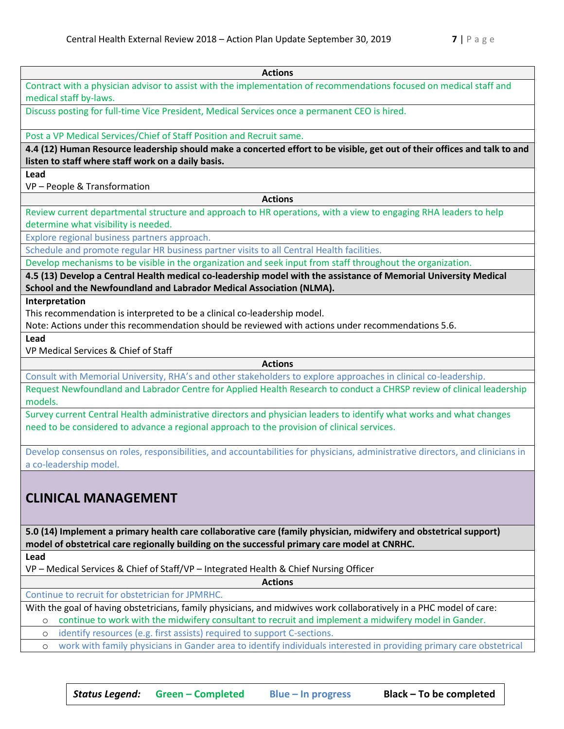**Actions**

Contract with a physician advisor to assist with the implementation of recommendations focused on medical staff and medical staff by-laws.

Discuss posting for full-time Vice President, Medical Services once a permanent CEO is hired.

Post a VP Medical Services/Chief of Staff Position and Recruit same.

**4.4 (12) Human Resource leadership should make a concerted effort to be visible, get out of their offices and talk to and listen to staff where staff work on a daily basis.**

**Lead**

VP – People & Transformation

**Actions**

Review current departmental structure and approach to HR operations, with a view to engaging RHA leaders to help determine what visibility is needed.

Explore regional business partners approach.

Schedule and promote regular HR business partner visits to all Central Health facilities.

Develop mechanisms to be visible in the organization and seek input from staff throughout the organization.

**4.5 (13) Develop a Central Health medical co-leadership model with the assistance of Memorial University Medical School and the Newfoundland and Labrador Medical Association (NLMA).**

**Interpretation**

This recommendation is interpreted to be a clinical co-leadership model.

Note: Actions under this recommendation should be reviewed with actions under recommendations 5.6.

**Lead**

VP Medical Services & Chief of Staff

**Actions**

Consult with Memorial University, RHA's and other stakeholders to explore approaches in clinical co-leadership.

Request Newfoundland and Labrador Centre for Applied Health Research to conduct a CHRSP review of clinical leadership models.

Survey current Central Health administrative directors and physician leaders to identify what works and what changes need to be considered to advance a regional approach to the provision of clinical services.

Develop consensus on roles, responsibilities, and accountabilities for physicians, administrative directors, and clinicians in a co-leadership model.

## CLINICAL MANAGEMENT

**5.0 (14) Implement a primary health care collaborative care (family physician, midwifery and obstetrical support) model of obstetrical care regionally building on the successful primary care model at CNRHC.**

**Lead**

VP – Medical Services & Chief of Staff/VP – Integrated Health & Chief Nursing Officer

**Actions**

Continue to recruit for obstetrician for JPMRHC.

With the goal of having obstetricians, family physicians, and midwives work collaboratively in a PHC model of care:

- continue to work with the midwifery consultant to recruit and implement a midwifery model in Gander.
- identify resources (e.g. first assists) required to support C-sections.
- work with family physicians in Gander area to identify individuals interested in providing primary care obstetrical

*Status Legend:* **Green – Completed** **Blue – In progress** **Black – To be completed**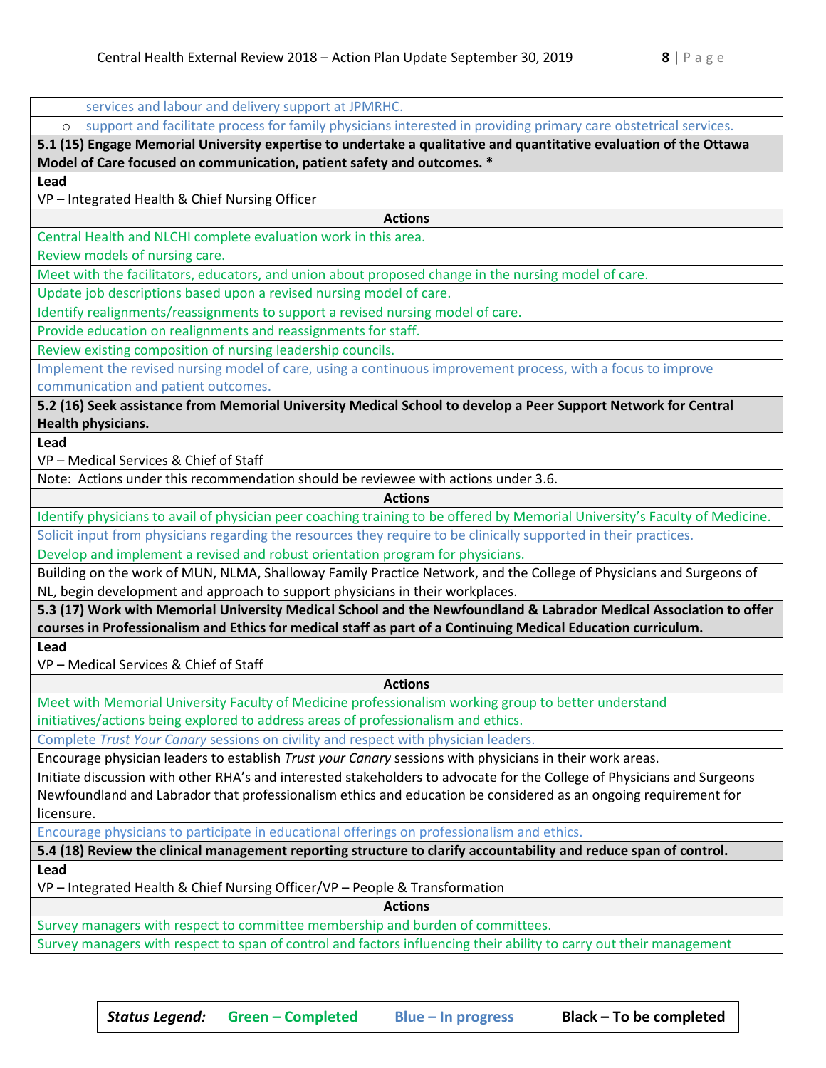services and labour and delivery support at JPMRHC.

- support and facilitate process for family physicians interested in providing primary care obstetrical services.

**5.1 (15) Engage Memorial University expertise to undertake a qualitative and quantitative evaluation of the Ottawa Model of Care focused on communication, patient safety and outcomes. ***

**Lead**

VP – Integrated Health & Chief Nursing Officer

**Actions**

Central Health and NLCHI complete evaluation work in this area.

Review models of nursing care.

Meet with the facilitators, educators, and union about proposed change in the nursing model of care.

Update job descriptions based upon a revised nursing model of care.

Identify realignments/reassignments to support a revised nursing model of care.

Provide education on realignments and reassignments for staff.

Review existing composition of nursing leadership councils.

Implement the revised nursing model of care, using a continuous improvement process, with a focus to improve communication and patient outcomes.

**5.2 (16) Seek assistance from Memorial University Medical School to develop a Peer Support Network for Central Health physicians.**

**Lead**

VP – Medical Services & Chief of Staff

Note: Actions under this recommendation should be reviewee with actions under 3.6.

**Actions**

Identify physicians to avail of physician peer coaching training to be offered by Memorial University's Faculty of Medicine.

Solicit input from physicians regarding the resources they require to be clinically supported in their practices.

Develop and implement a revised and robust orientation program for physicians.

Building on the work of MUN, NLMA, Shalloway Family Practice Network, and the College of Physicians and Surgeons of NL, begin development and approach to support physicians in their workplaces.

**5.3 (17) Work with Memorial University Medical School and the Newfoundland & Labrador Medical Association to offer courses in Professionalism and Ethics for medical staff as part of a Continuing Medical Education curriculum.**

**Lead**

VP – Medical Services & Chief of Staff

**Actions**

Meet with Memorial University Faculty of Medicine professionalism working group to better understand initiatives/actions being explored to address areas of professionalism and ethics.

Complete *Trust Your Canary* sessions on civility and respect with physician leaders.

Encourage physician leaders to establish *Trust your Canary* sessions with physicians in their work areas.

Initiate discussion with other RHA's and interested stakeholders to advocate for the College of Physicians and Surgeons Newfoundland and Labrador that professionalism ethics and education be considered as an ongoing requirement for licensure.

Encourage physicians to participate in educational offerings on professionalism and ethics.

**5.4 (18) Review the clinical management reporting structure to clarify accountability and reduce span of control.**

**Lead**

VP – Integrated Health & Chief Nursing Officer/VP – People & Transformation

**Actions**

Survey managers with respect to committee membership and burden of committees.

Survey managers with respect to span of control and factors influencing their ability to carry out their management

***Status Legend:*** **Green – Completed** **Blue – In progress** **Black – To be completed**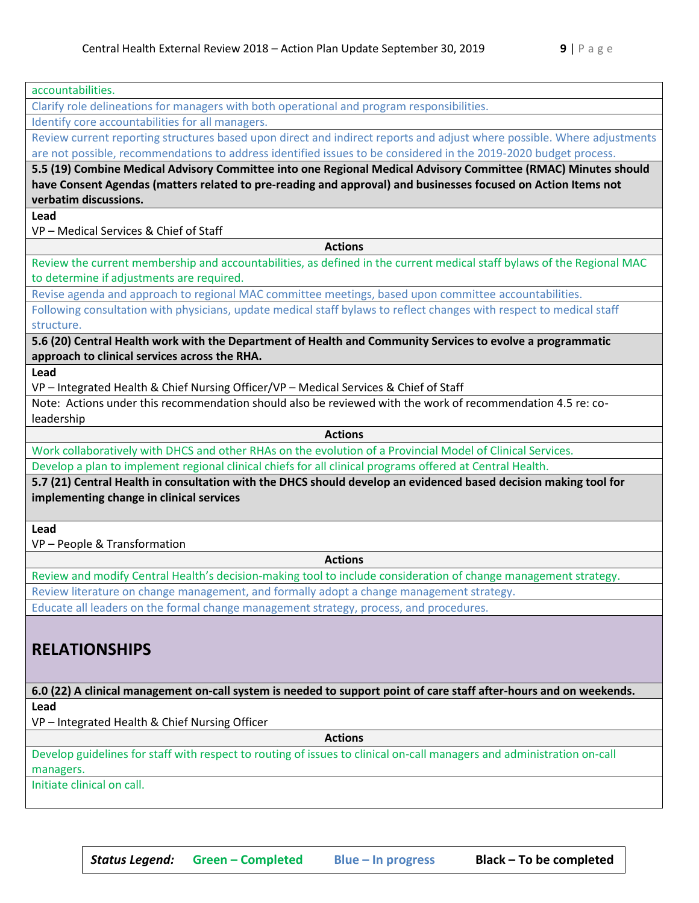accountabilities.

Clarify role delineations for managers with both operational and program responsibilities.

Identify core accountabilities for all managers.

Review current reporting structures based upon direct and indirect reports and adjust where possible. Where adjustments are not possible, recommendations to address identified issues to be considered in the 2019-2020 budget process.

**5.5 (19) Combine Medical Advisory Committee into one Regional Medical Advisory Committee (RMAC) Minutes should have Consent Agendas (matters related to pre-reading and approval) and businesses focused on Action Items not verbatim discussions.**

**Lead**

VP – Medical Services & Chief of Staff

**Actions**

Review the current membership and accountabilities, as defined in the current medical staff bylaws of the Regional MAC to determine if adjustments are required.

Revise agenda and approach to regional MAC committee meetings, based upon committee accountabilities.

Following consultation with physicians, update medical staff bylaws to reflect changes with respect to medical staff structure.

**5.6 (20) Central Health work with the Department of Health and Community Services to evolve a programmatic approach to clinical services across the RHA.**

**Lead**

VP – Integrated Health & Chief Nursing Officer/VP – Medical Services & Chief of Staff

Note: Actions under this recommendation should also be reviewed with the work of recommendation 4.5 re: co-leadership

**Actions**

Work collaboratively with DHCS and other RHAs on the evolution of a Provincial Model of Clinical Services.

Develop a plan to implement regional clinical chiefs for all clinical programs offered at Central Health.

**5.7 (21) Central Health in consultation with the DHCS should develop an evidenced based decision making tool for implementing change in clinical services**

**Lead**

VP – People & Transformation

**Actions**

Review and modify Central Health's decision-making tool to include consideration of change management strategy.

Review literature on change management, and formally adopt a change management strategy.

Educate all leaders on the formal change management strategy, process, and procedures.

## RELATIONSHIPS

**6.0 (22) A clinical management on-call system is needed to support point of care staff after-hours and on weekends.**

**Lead**

VP – Integrated Health & Chief Nursing Officer

**Actions**

Develop guidelines for staff with respect to routing of issues to clinical on-call managers and administration on-call managers.

Initiate clinical on call.

| ***Status Legend:*** | **Green – Completed** | **Blue – In progress** | **Black – To be completed** |
|---|---|---|---|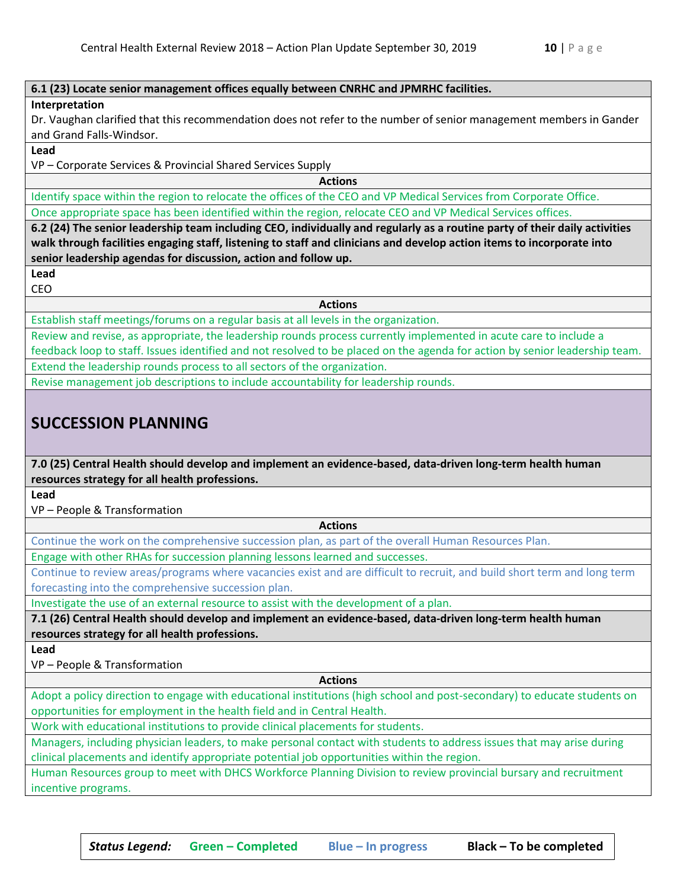**6.1 (23) Locate senior management offices equally between CNRHC and JPMRHC facilities.**

**Interpretation**

Dr. Vaughan clarified that this recommendation does not refer to the number of senior management members in Gander and Grand Falls-Windsor.

**Lead**

VP – Corporate Services & Provincial Shared Services Supply

**Actions**

- Identify space within the region to relocate the offices of the CEO and VP Medical Services from Corporate Office.
- Once appropriate space has been identified within the region, relocate CEO and VP Medical Services offices.

**6.2 (24) The senior leadership team including CEO, individually and regularly as a routine party of their daily activities walk through facilities engaging staff, listening to staff and clinicians and develop action items to incorporate into senior leadership agendas for discussion, action and follow up.**

**Lead**

CEO

**Actions**

- Establish staff meetings/forums on a regular basis at all levels in the organization.
- Review and revise, as appropriate, the leadership rounds process currently implemented in acute care to include a feedback loop to staff. Issues identified and not resolved to be placed on the agenda for action by senior leadership team.
- Extend the leadership rounds process to all sectors of the organization.
- Revise management job descriptions to include accountability for leadership rounds.

## SUCCESSION PLANNING

**7.0 (25) Central Health should develop and implement an evidence-based, data-driven long-term health human resources strategy for all health professions.**

**Lead**

VP – People & Transformation

**Actions**

- Continue the work on the comprehensive succession plan, as part of the overall Human Resources Plan.
- Engage with other RHAs for succession planning lessons learned and successes.
- Continue to review areas/programs where vacancies exist and are difficult to recruit, and build short term and long term forecasting into the comprehensive succession plan.
- Investigate the use of an external resource to assist with the development of a plan.

**7.1 (26) Central Health should develop and implement an evidence-based, data-driven long-term health human resources strategy for all health professions.**

**Lead**

VP – People & Transformation

**Actions**

- Adopt a policy direction to engage with educational institutions (high school and post-secondary) to educate students on opportunities for employment in the health field and in Central Health.
- Work with educational institutions to provide clinical placements for students.
- Managers, including physician leaders, to make personal contact with students to address issues that may arise during clinical placements and identify appropriate potential job opportunities within the region.
- Human Resources group to meet with DHCS Workforce Planning Division to review provincial bursary and recruitment incentive programs.

| *Status Legend:* | Green – Completed | Blue – In progress | Black – To be completed |
|---|---|---|---|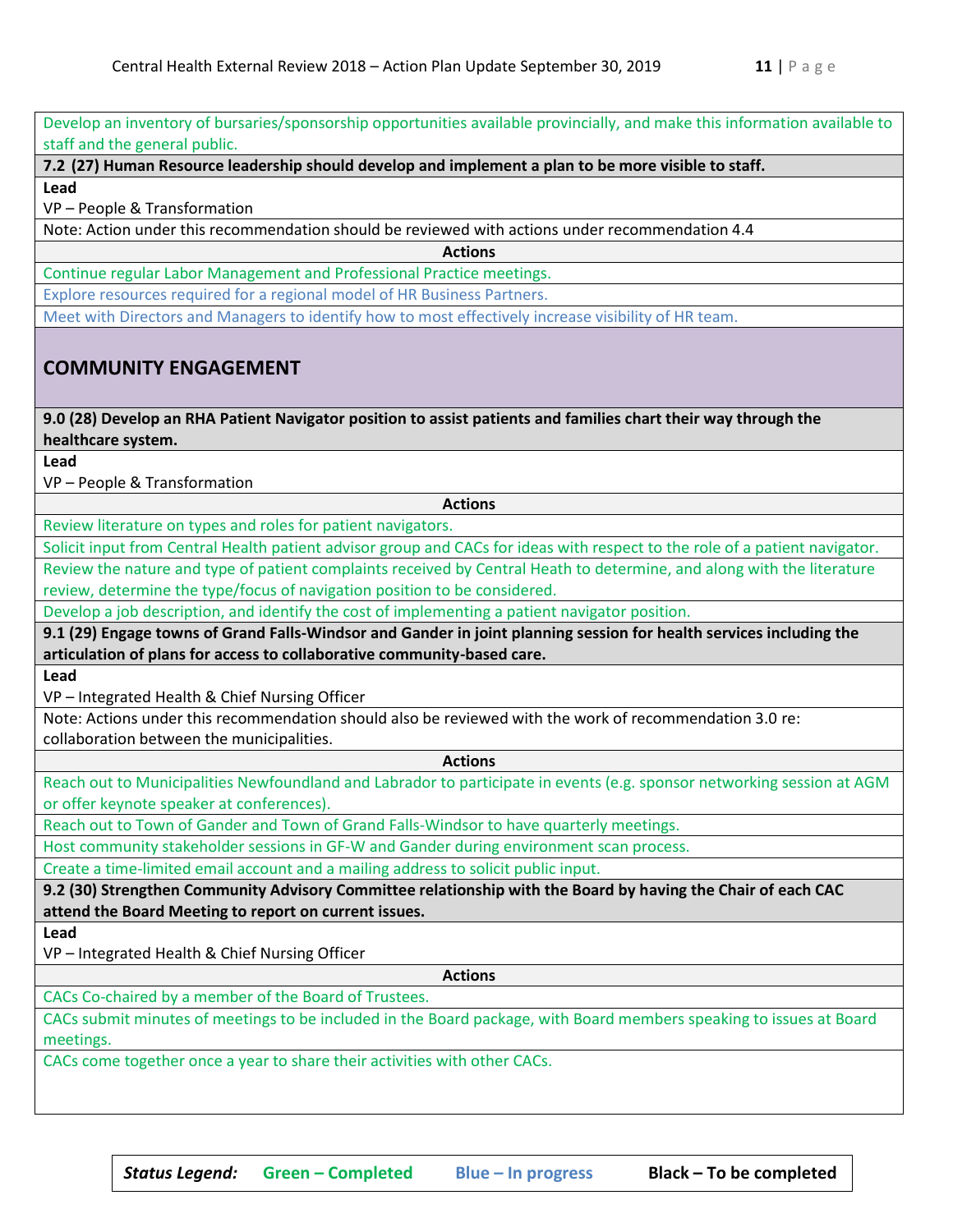Develop an inventory of bursaries/sponsorship opportunities available provincially, and make this information available to staff and the general public.

**7.2 (27) Human Resource leadership should develop and implement a plan to be more visible to staff.**

**Lead**

VP – People & Transformation

Note: Action under this recommendation should be reviewed with actions under recommendation 4.4

**Actions**

Continue regular Labor Management and Professional Practice meetings.

Explore resources required for a regional model of HR Business Partners.

Meet with Directors and Managers to identify how to most effectively increase visibility of HR team.

## COMMUNITY ENGAGEMENT

**9.0 (28) Develop an RHA Patient Navigator position to assist patients and families chart their way through the healthcare system.**

**Lead**

VP – People & Transformation

**Actions**

Review literature on types and roles for patient navigators.

Solicit input from Central Health patient advisor group and CACs for ideas with respect to the role of a patient navigator.

Review the nature and type of patient complaints received by Central Heath to determine, and along with the literature review, determine the type/focus of navigation position to be considered.

Develop a job description, and identify the cost of implementing a patient navigator position.

**9.1 (29) Engage towns of Grand Falls-Windsor and Gander in joint planning session for health services including the articulation of plans for access to collaborative community-based care.**

**Lead**

VP – Integrated Health & Chief Nursing Officer

Note: Actions under this recommendation should also be reviewed with the work of recommendation 3.0 re: collaboration between the municipalities.

**Actions**

Reach out to Municipalities Newfoundland and Labrador to participate in events (e.g. sponsor networking session at AGM or offer keynote speaker at conferences).

Reach out to Town of Gander and Town of Grand Falls-Windsor to have quarterly meetings.

Host community stakeholder sessions in GF-W and Gander during environment scan process.

Create a time-limited email account and a mailing address to solicit public input.

**9.2 (30) Strengthen Community Advisory Committee relationship with the Board by having the Chair of each CAC attend the Board Meeting to report on current issues.**

**Lead**

VP – Integrated Health & Chief Nursing Officer

**Actions**

CACs Co-chaired by a member of the Board of Trustees.

CACs submit minutes of meetings to be included in the Board package, with Board members speaking to issues at Board meetings.

CACs come together once a year to share their activities with other CACs.

| *Status Legend:* | **Green – Completed** | **Blue – In progress** | **Black – To be completed** |
|---|---|---|---|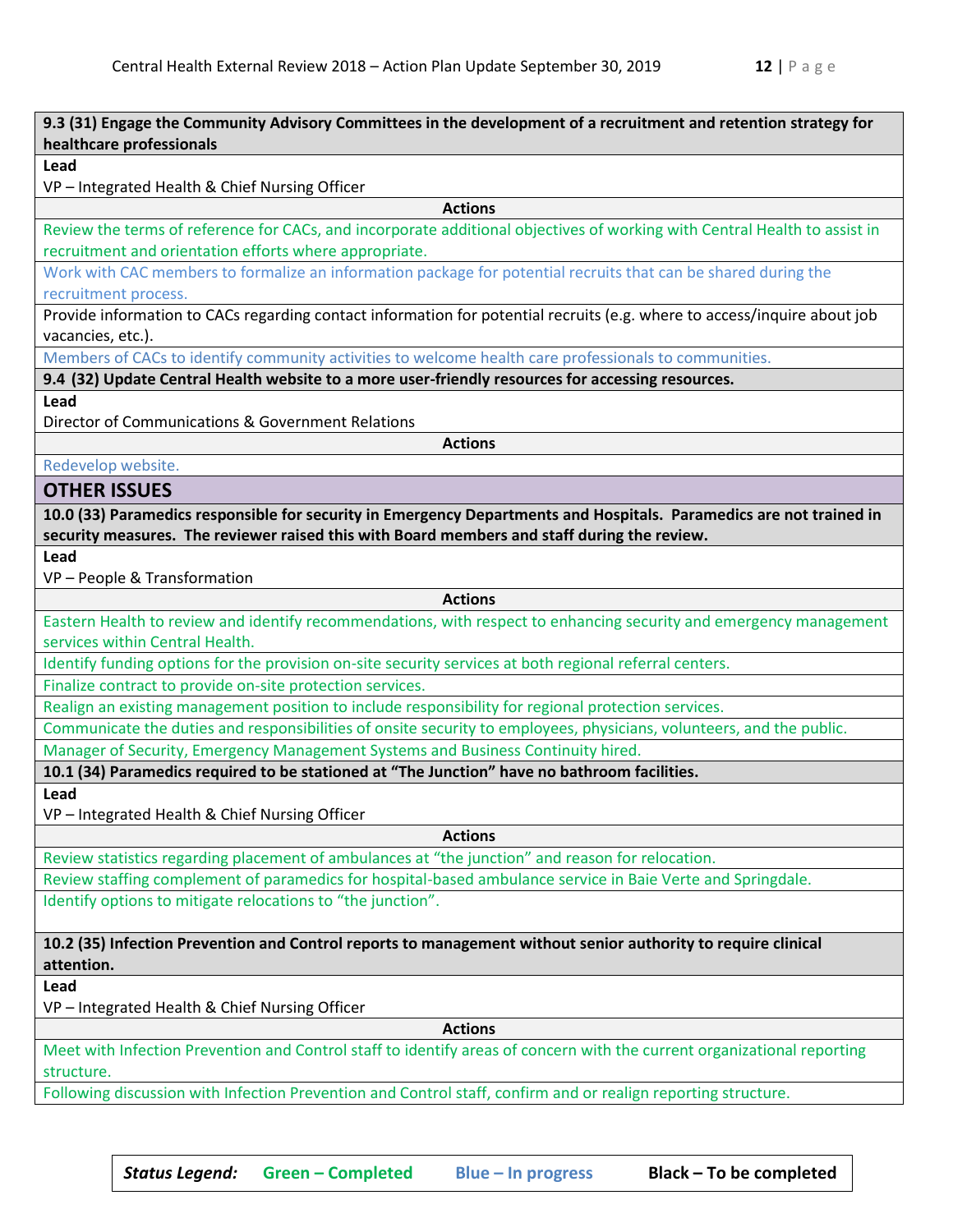**9.3 (31) Engage the Community Advisory Committees in the development of a recruitment and retention strategy for healthcare professionals**

**Lead**

VP – Integrated Health & Chief Nursing Officer

**Actions**

- Review the terms of reference for CACs, and incorporate additional objectives of working with Central Health to assist in recruitment and orientation efforts where appropriate.
- Work with CAC members to formalize an information package for potential recruits that can be shared during the recruitment process.
- Provide information to CACs regarding contact information for potential recruits (e.g. where to access/inquire about job vacancies, etc.).
- Members of CACs to identify community activities to welcome health care professionals to communities.

**9.4 (32) Update Central Health website to a more user-friendly resources for accessing resources.**

**Lead**

Director of Communications & Government Relations

**Actions**

- Redevelop website.

## OTHER ISSUES

**10.0 (33) Paramedics responsible for security in Emergency Departments and Hospitals. Paramedics are not trained in security measures. The reviewer raised this with Board members and staff during the review.**

**Lead**

VP – People & Transformation

**Actions**

- Eastern Health to review and identify recommendations, with respect to enhancing security and emergency management services within Central Health.
- Identify funding options for the provision on-site security services at both regional referral centers.
- Finalize contract to provide on-site protection services.
- Realign an existing management position to include responsibility for regional protection services.
- Communicate the duties and responsibilities of onsite security to employees, physicians, volunteers, and the public.
- Manager of Security, Emergency Management Systems and Business Continuity hired.

**10.1 (34) Paramedics required to be stationed at "The Junction" have no bathroom facilities.**

**Lead**

VP – Integrated Health & Chief Nursing Officer

**Actions**

- Review statistics regarding placement of ambulances at "the junction" and reason for relocation.
- Review staffing complement of paramedics for hospital-based ambulance service in Baie Verte and Springdale.
- Identify options to mitigate relocations to "the junction".

**10.2 (35) Infection Prevention and Control reports to management without senior authority to require clinical attention.**

**Lead**

VP – Integrated Health & Chief Nursing Officer

**Actions**

- Meet with Infection Prevention and Control staff to identify areas of concern with the current organizational reporting structure.
- Following discussion with Infection Prevention and Control staff, confirm and or realign reporting structure.

***Status Legend:*** **Green – Completed** **Blue – In progress** **Black – To be completed**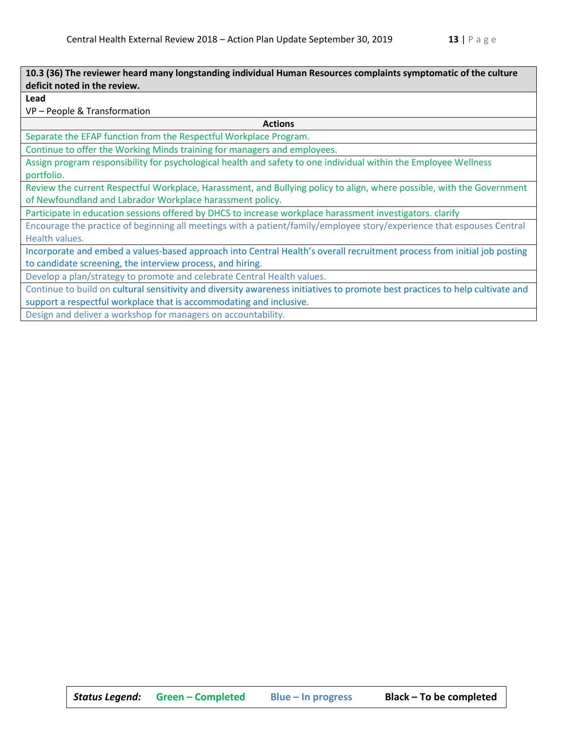| **10.3 (36) The reviewer heard many longstanding individual Human Resources complaints symptomatic of the culture deficit noted in the review.** |
|---|
| **Lead**<br>VP – People & Transformation |
| **Actions** |
| Separate the EFAP function from the Respectful Workplace Program. |
| Continue to offer the Working Minds training for managers and employees. |
| Assign program responsibility for psychological health and safety to one individual within the Employee Wellness portfolio. |
| Review the current Respectful Workplace, Harassment, and Bullying policy to align, where possible, with the Government of Newfoundland and Labrador Workplace harassment policy. |
| Participate in education sessions offered by DHCS to increase workplace harassment investigators. clarify |
| Encourage the practice of beginning all meetings with a patient/family/employee story/experience that espouses Central Health values. |
| Incorporate and embed a values-based approach into Central Health's overall recruitment process from initial job posting to candidate screening, the interview process, and hiring. |
| Develop a plan/strategy to promote and celebrate Central Health values. |
| Continue to build on cultural sensitivity and diversity awareness initiatives to promote best practices to help cultivate and support a respectful workplace that is accommodating and inclusive. |
| Design and deliver a workshop for managers on accountability. |

| ***Status Legend:*** | **Green – Completed** | **Blue – In progress** | **Black – To be completed** |
|---|---|---|---|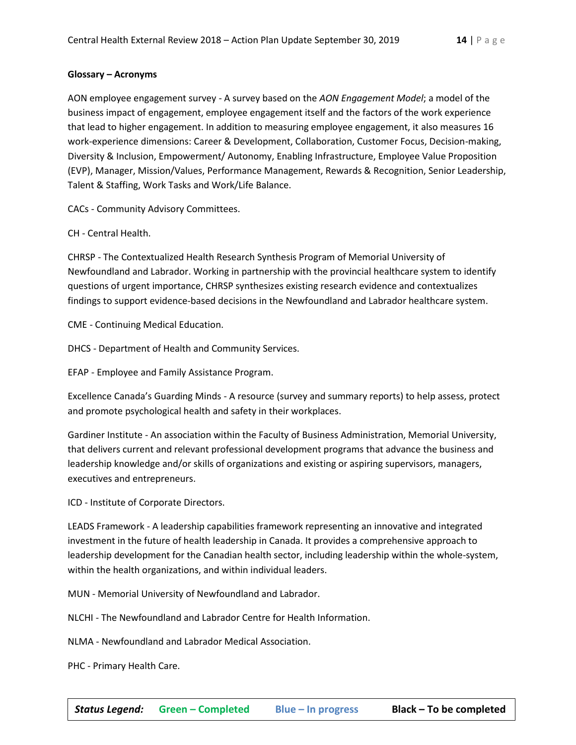**Glossary – Acronyms**

AON employee engagement survey - A survey based on the *AON Engagement Model*; a model of the business impact of engagement, employee engagement itself and the factors of the work experience that lead to higher engagement. In addition to measuring employee engagement, it also measures 16 work-experience dimensions: Career & Development, Collaboration, Customer Focus, Decision-making, Diversity & Inclusion, Empowerment/ Autonomy, Enabling Infrastructure, Employee Value Proposition (EVP), Manager, Mission/Values, Performance Management, Rewards & Recognition, Senior Leadership, Talent & Staffing, Work Tasks and Work/Life Balance.

CACs - Community Advisory Committees.

CH - Central Health.

CHRSP - The Contextualized Health Research Synthesis Program of Memorial University of Newfoundland and Labrador. Working in partnership with the provincial healthcare system to identify questions of urgent importance, CHRSP synthesizes existing research evidence and contextualizes findings to support evidence-based decisions in the Newfoundland and Labrador healthcare system.

CME - Continuing Medical Education.

DHCS - Department of Health and Community Services.

EFAP - Employee and Family Assistance Program.

Excellence Canada's Guarding Minds - A resource (survey and summary reports) to help assess, protect and promote psychological health and safety in their workplaces.

Gardiner Institute - An association within the Faculty of Business Administration, Memorial University, that delivers current and relevant professional development programs that advance the business and leadership knowledge and/or skills of organizations and existing or aspiring supervisors, managers, executives and entrepreneurs.

ICD - Institute of Corporate Directors.

LEADS Framework - A leadership capabilities framework representing an innovative and integrated investment in the future of health leadership in Canada. It provides a comprehensive approach to leadership development for the Canadian health sector, including leadership within the whole-system, within the health organizations, and within individual leaders.

MUN - Memorial University of Newfoundland and Labrador.

NLCHI - The Newfoundland and Labrador Centre for Health Information.

NLMA - Newfoundland and Labrador Medical Association.

PHC - Primary Health Care.

| *Status Legend:* | Green – Completed | Blue – In progress | Black – To be completed |
|---|---|---|---|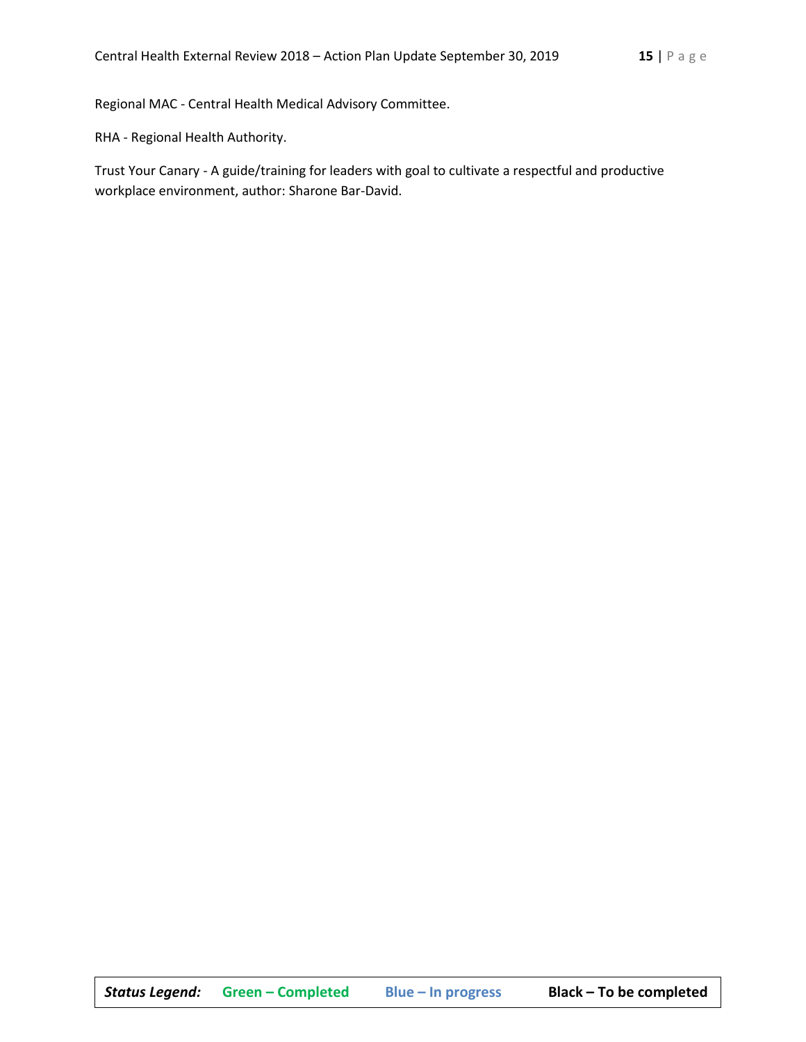Regional MAC - Central Health Medical Advisory Committee.

RHA - Regional Health Authority.

Trust Your Canary - A guide/training for leaders with goal to cultivate a respectful and productive workplace environment, author: Sharone Bar-David.